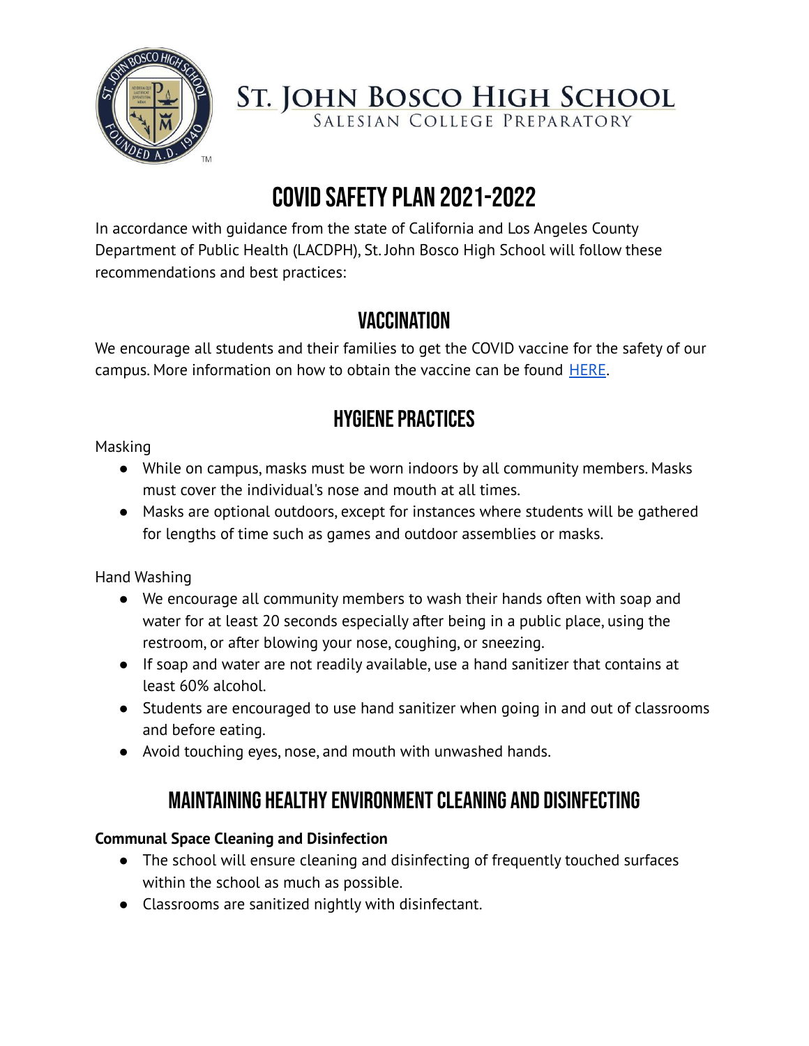# St. John Bosco High School

Salesian College Preparatory

# COVID SAFETY PLAN 2021-2022

In accordance with guidance from the state of California and Los Angeles County Department of Public Health (LACDPH), St. John Bosco High School will follow these recommendations and best practices:

## VACCINATION

We encourage all students and their families to get the COVID vaccine for the safety of our campus. More information on how to obtain the vaccine can be found HERE.

## HYGIENE PRACTICES

Masking

- While on campus, masks must be worn indoors by all community members. Masks must cover the individual's nose and mouth at all times.
- Masks are optional outdoors, except for instances where students will be gathered for lengths of time such as games and outdoor assemblies or masks.

Hand Washing

- We encourage all community members to wash their hands often with soap and water for at least 20 seconds especially after being in a public place, using the restroom, or after blowing your nose, coughing, or sneezing.
- If soap and water are not readily available, use a hand sanitizer that contains at least 60% alcohol.
- Students are encouraged to use hand sanitizer when going in and out of classrooms and before eating.
- Avoid touching eyes, nose, and mouth with unwashed hands.

## MAINTAINING HEALTHY ENVIRONMENT CLEANING AND DISINFECTING

**Communal Space Cleaning and Disinfection**

- The school will ensure cleaning and disinfecting of frequently touched surfaces within the school as much as possible.
- Classrooms are sanitized nightly with disinfectant.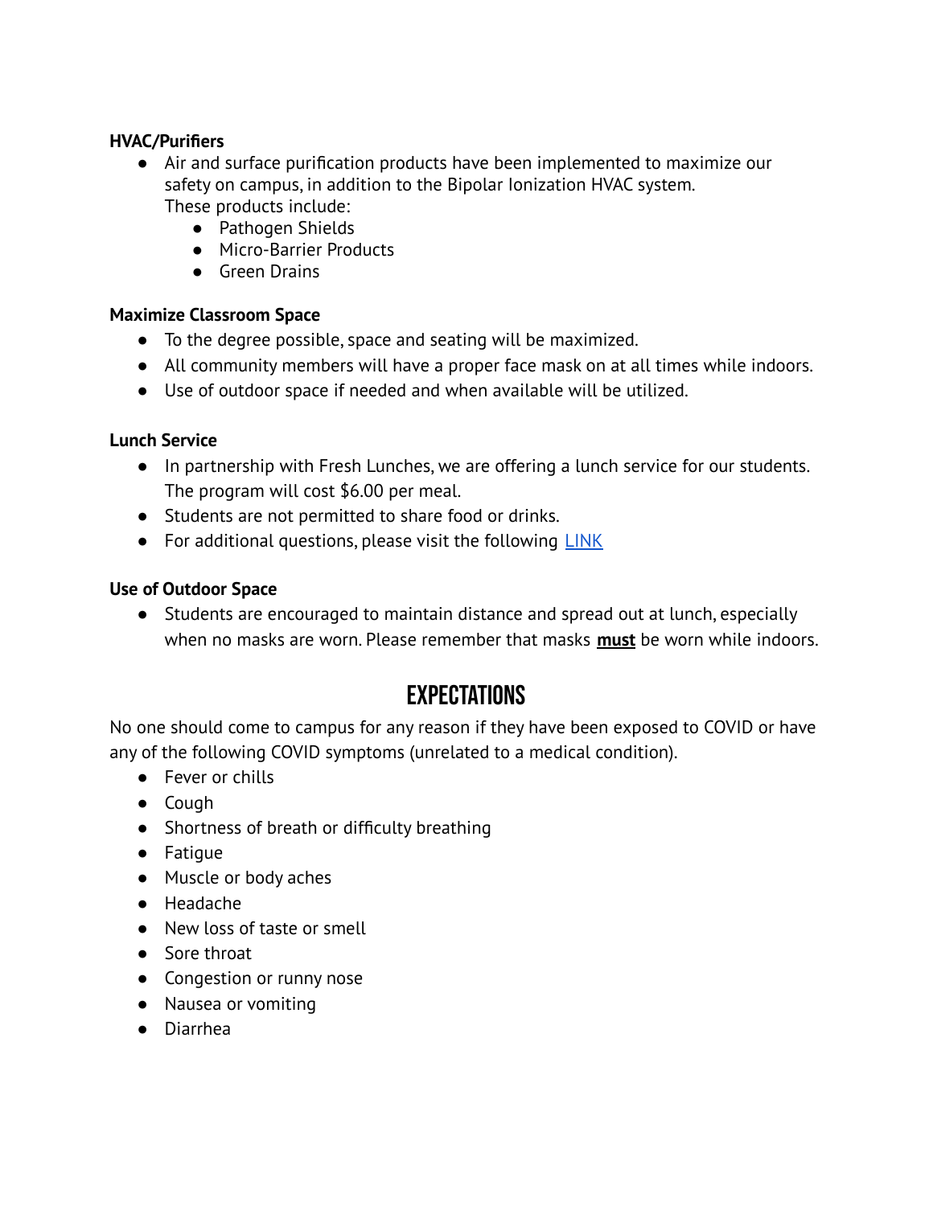**HVAC/Purifiers**

- Air and surface purification products have been implemented to maximize our safety on campus, in addition to the Bipolar Ionization HVAC system. These products include:
  - Pathogen Shields
  - Micro-Barrier Products
  - Green Drains

**Maximize Classroom Space**

- To the degree possible, space and seating will be maximized.
- All community members will have a proper face mask on at all times while indoors.
- Use of outdoor space if needed and when available will be utilized.

**Lunch Service**

- In partnership with Fresh Lunches, we are offering a lunch service for our students. The program will cost $6.00 per meal.
- Students are not permitted to share food or drinks.
- For additional questions, please visit the following LINK

**Use of Outdoor Space**

- Students are encouraged to maintain distance and spread out at lunch, especially when no masks are worn. Please remember that masks **must** be worn while indoors.

## EXPECTATIONS

No one should come to campus for any reason if they have been exposed to COVID or have any of the following COVID symptoms (unrelated to a medical condition).

- Fever or chills
- Cough
- Shortness of breath or difficulty breathing
- Fatigue
- Muscle or body aches
- Headache
- New loss of taste or smell
- Sore throat
- Congestion or runny nose
- Nausea or vomiting
- Diarrhea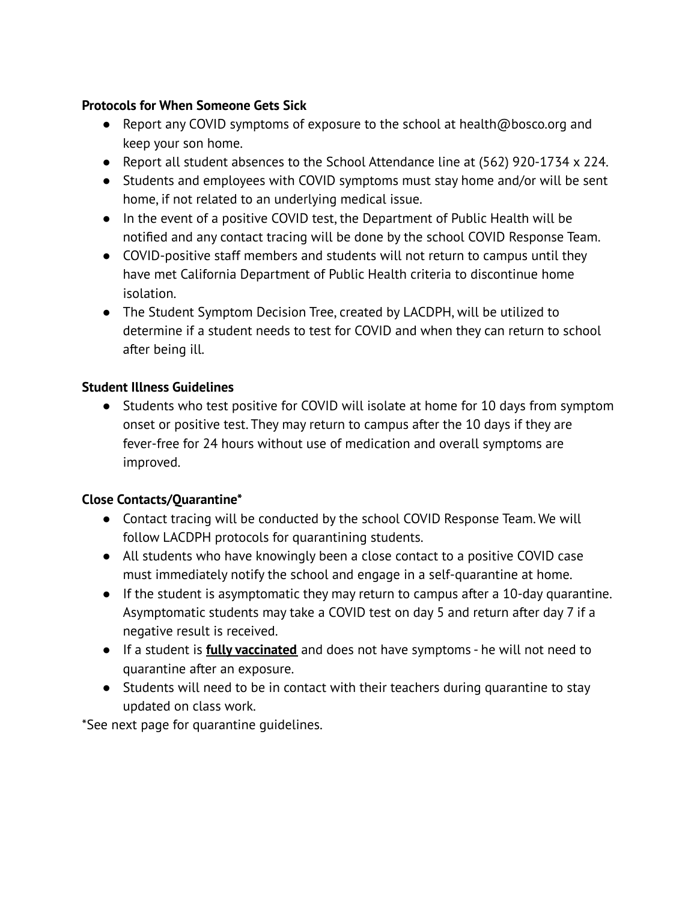**Protocols for When Someone Gets Sick**

- Report any COVID symptoms of exposure to the school at health@bosco.org and keep your son home.
- Report all student absences to the School Attendance line at (562) 920-1734 x 224.
- Students and employees with COVID symptoms must stay home and/or will be sent home, if not related to an underlying medical issue.
- In the event of a positive COVID test, the Department of Public Health will be notified and any contact tracing will be done by the school COVID Response Team.
- COVID-positive staff members and students will not return to campus until they have met California Department of Public Health criteria to discontinue home isolation.
- The Student Symptom Decision Tree, created by LACDPH, will be utilized to determine if a student needs to test for COVID and when they can return to school after being ill.

**Student Illness Guidelines**

- Students who test positive for COVID will isolate at home for 10 days from symptom onset or positive test. They may return to campus after the 10 days if they are fever-free for 24 hours without use of medication and overall symptoms are improved.

**Close Contacts/Quarantine***

- Contact tracing will be conducted by the school COVID Response Team. We will follow LACDPH protocols for quarantining students.
- All students who have knowingly been a close contact to a positive COVID case must immediately notify the school and engage in a self-quarantine at home.
- If the student is asymptomatic they may return to campus after a 10-day quarantine. Asymptomatic students may take a COVID test on day 5 and return after day 7 if a negative result is received.
- If a student is **fully vaccinated** and does not have symptoms - he will not need to quarantine after an exposure.
- Students will need to be in contact with their teachers during quarantine to stay updated on class work.

*See next page for quarantine guidelines.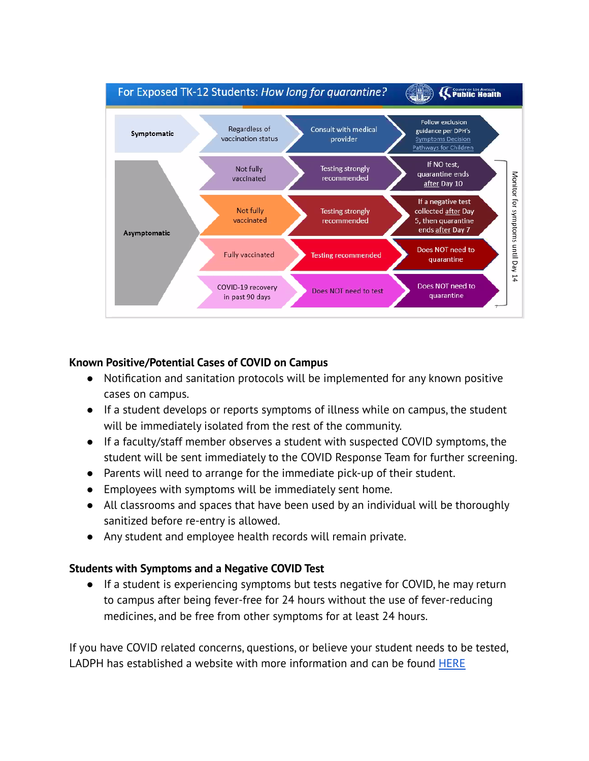For Exposed TK-12 Students: *How long for quarantine?*

| | | | |
|---|---|---|---|
| Symptomatic | Regardless of vaccination status | Consult with medical provider | Follow exclusion guidance per DPH's Symptoms Decision Pathways for Children |
| Asymptomatic | Not fully vaccinated | Testing strongly recommended | If NO test, quarantine ends after Day 10 |
| | Not fully vaccinated | Testing strongly recommended | If a negative test collected after Day 5, then quarantine ends after Day 7 |
| | Fully vaccinated | Testing recommended | Does NOT need to quarantine |
| | COVID-19 recovery in past 90 days | Does NOT need to test | Does NOT need to quarantine |

Monitor for symptoms until Day 14

### Known Positive/Potential Cases of COVID on Campus

- Notification and sanitation protocols will be implemented for any known positive cases on campus.
- If a student develops or reports symptoms of illness while on campus, the student will be immediately isolated from the rest of the community.
- If a faculty/staff member observes a student with suspected COVID symptoms, the student will be sent immediately to the COVID Response Team for further screening.
- Parents will need to arrange for the immediate pick-up of their student.
- Employees with symptoms will be immediately sent home.
- All classrooms and spaces that have been used by an individual will be thoroughly sanitized before re-entry is allowed.
- Any student and employee health records will remain private.

### Students with Symptoms and a Negative COVID Test

- If a student is experiencing symptoms but tests negative for COVID, he may return to campus after being fever-free for 24 hours without the use of fever-reducing medicines, and be free from other symptoms for at least 24 hours.

If you have COVID related concerns, questions, or believe your student needs to be tested, LADPH has established a website with more information and can be found HERE